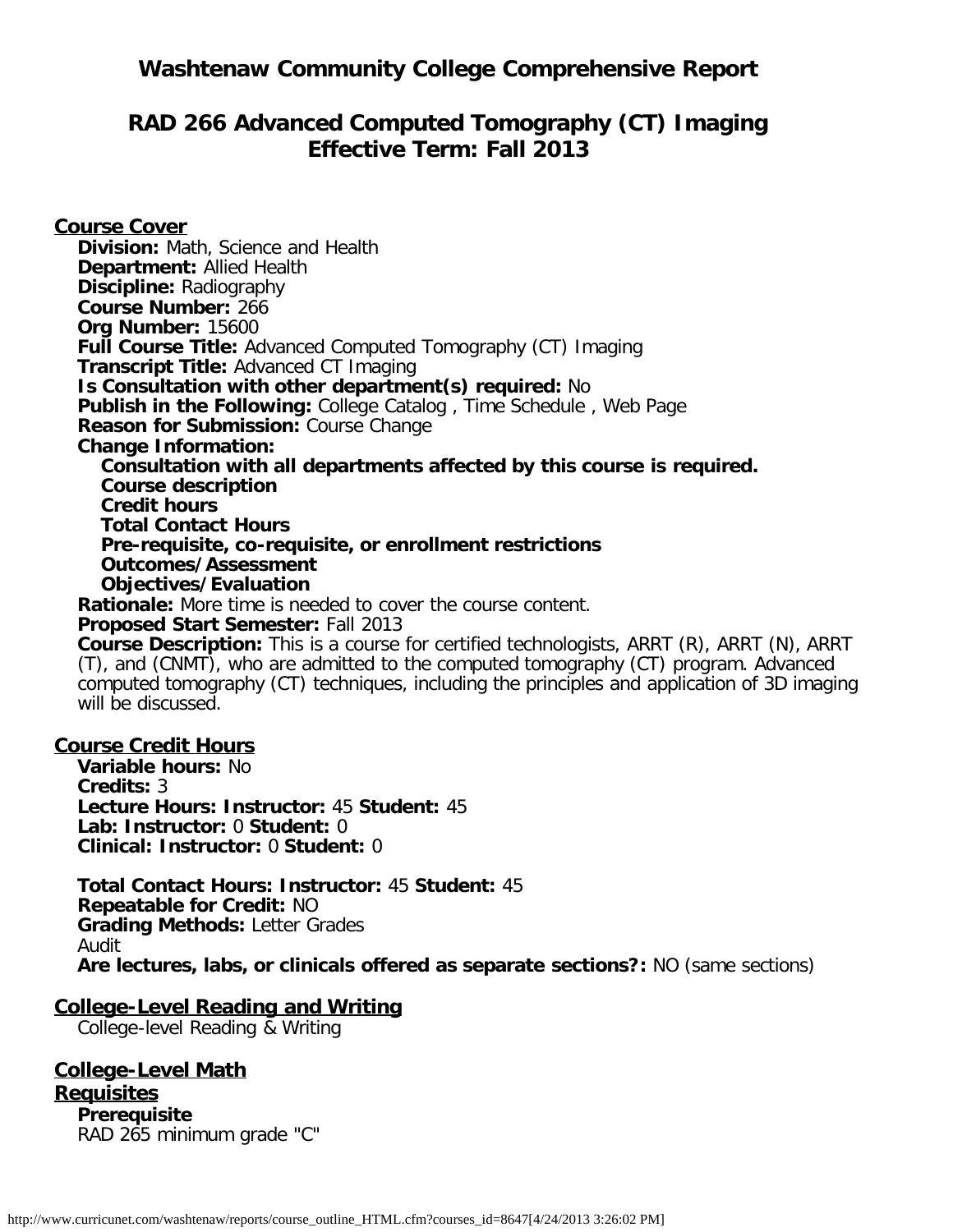# Washtenaw Community College Comprehensive Report

## RAD 266 Advanced Computed Tomography (CT) Imaging
## Effective Term: Fall 2013

### Course Cover

**Division:** Math, Science and Health
**Department:** Allied Health
**Discipline:** Radiography
**Course Number:** 266
**Org Number:** 15600
**Full Course Title:** Advanced Computed Tomography (CT) Imaging
**Transcript Title:** Advanced CT Imaging
**Is Consultation with other department(s) required:** No
**Publish in the Following:** College Catalog , Time Schedule , Web Page
**Reason for Submission:** Course Change
**Change Information:**

- **Consultation with all departments affected by this course is required.**
- **Course description**
- **Credit hours**
- **Total Contact Hours**
- **Pre-requisite, co-requisite, or enrollment restrictions**
- **Outcomes/Assessment**
- **Objectives/Evaluation**

**Rationale:** More time is needed to cover the course content.
**Proposed Start Semester:** Fall 2013
**Course Description:** This is a course for certified technologists, ARRT (R), ARRT (N), ARRT (T), and (CNMT), who are admitted to the computed tomography (CT) program. Advanced computed tomography (CT) techniques, including the principles and application of 3D imaging will be discussed.

### Course Credit Hours

**Variable hours:** No
**Credits:** 3
**Lecture Hours: Instructor:** 45 **Student:** 45
**Lab: Instructor:** 0 **Student:** 0
**Clinical: Instructor:** 0 **Student:** 0

**Total Contact Hours: Instructor:** 45 **Student:** 45
**Repeatable for Credit:** NO
**Grading Methods:** Letter Grades
Audit
**Are lectures, labs, or clinicals offered as separate sections?:** NO (same sections)

### College-Level Reading and Writing

College-level Reading & Writing

### College-Level Math

### Requisites

**Prerequisite**
RAD 265 minimum grade "C"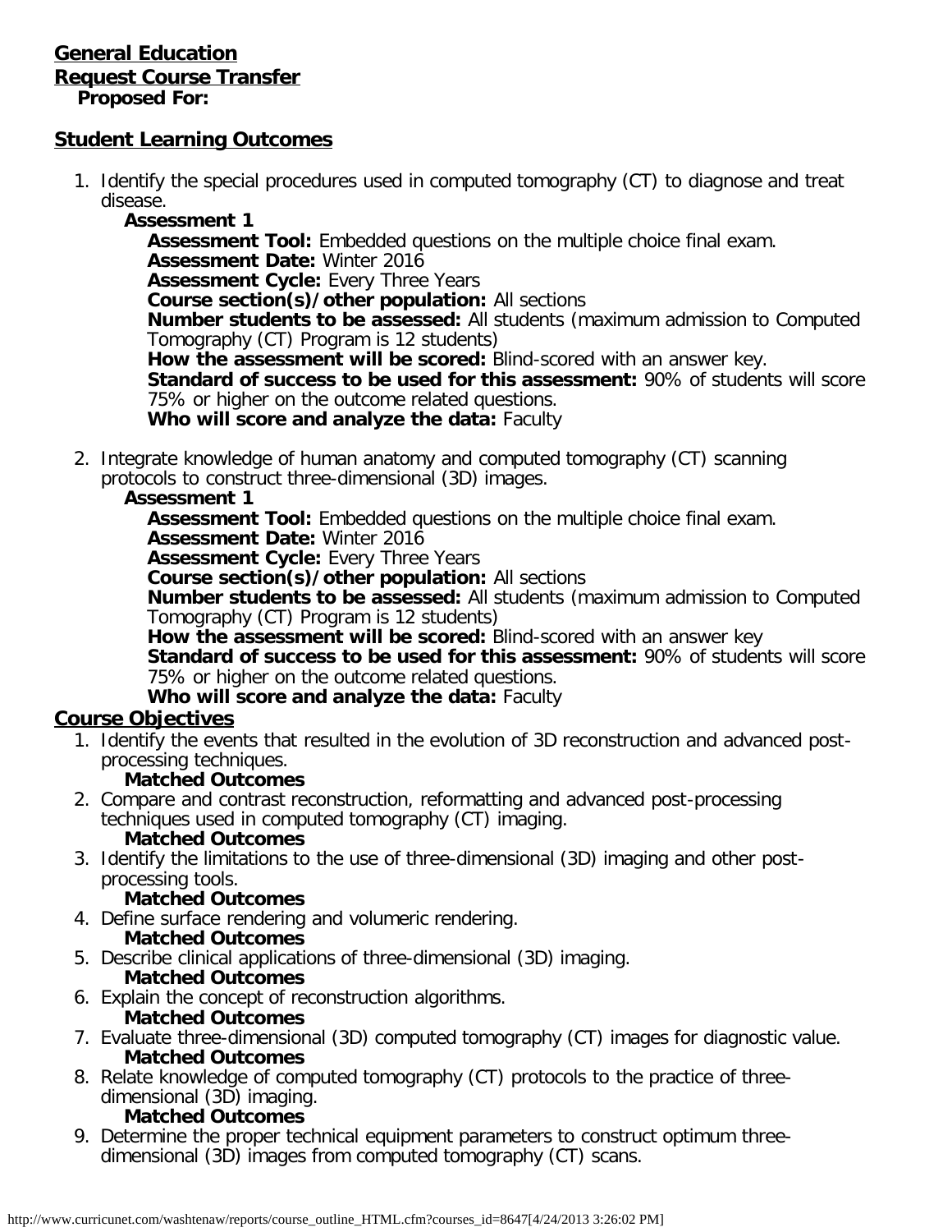**General Education**

**Request Course Transfer**

**Proposed For:**

## Student Learning Outcomes

1. Identify the special procedures used in computed tomography (CT) to diagnose and treat disease.
   - **Assessment 1**
     - **Assessment Tool:** Embedded questions on the multiple choice final exam.
     - **Assessment Date:** Winter 2016
     - **Assessment Cycle:** Every Three Years
     - **Course section(s)/other population:** All sections
     - **Number students to be assessed:** All students (maximum admission to Computed Tomography (CT) Program is 12 students)
     - **How the assessment will be scored:** Blind-scored with an answer key.
     - **Standard of success to be used for this assessment:** 90% of students will score 75% or higher on the outcome related questions.
     - **Who will score and analyze the data:** Faculty
2. Integrate knowledge of human anatomy and computed tomography (CT) scanning protocols to construct three-dimensional (3D) images.
   - **Assessment 1**
     - **Assessment Tool:** Embedded questions on the multiple choice final exam.
     - **Assessment Date:** Winter 2016
     - **Assessment Cycle:** Every Three Years
     - **Course section(s)/other population:** All sections
     - **Number students to be assessed:** All students (maximum admission to Computed Tomography (CT) Program is 12 students)
     - **How the assessment will be scored:** Blind-scored with an answer key
     - **Standard of success to be used for this assessment:** 90% of students will score 75% or higher on the outcome related questions.
     - **Who will score and analyze the data:** Faculty

## Course Objectives

1. Identify the events that resulted in the evolution of 3D reconstruction and advanced post-processing techniques.
   - **Matched Outcomes**
2. Compare and contrast reconstruction, reformatting and advanced post-processing techniques used in computed tomography (CT) imaging.
   - **Matched Outcomes**
3. Identify the limitations to the use of three-dimensional (3D) imaging and other post-processing tools.
   - **Matched Outcomes**
4. Define surface rendering and volumeric rendering.
   - **Matched Outcomes**
5. Describe clinical applications of three-dimensional (3D) imaging.
   - **Matched Outcomes**
6. Explain the concept of reconstruction algorithms.
   - **Matched Outcomes**
7. Evaluate three-dimensional (3D) computed tomography (CT) images for diagnostic value.
   - **Matched Outcomes**
8. Relate knowledge of computed tomography (CT) protocols to the practice of three-dimensional (3D) imaging.
   - **Matched Outcomes**
9. Determine the proper technical equipment parameters to construct optimum three-dimensional (3D) images from computed tomography (CT) scans.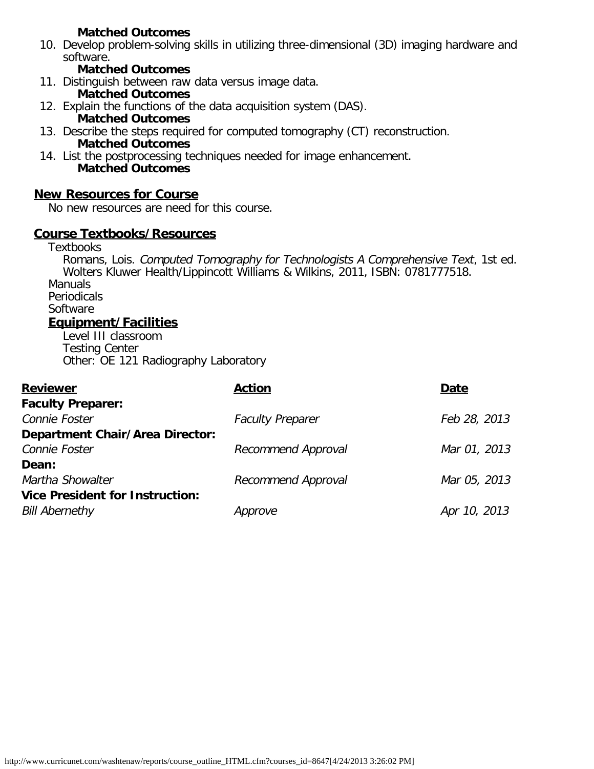**Matched Outcomes**

10. Develop problem-solving skills in utilizing three-dimensional (3D) imaging hardware and software.
    **Matched Outcomes**
11. Distinguish between raw data versus image data.
    **Matched Outcomes**
12. Explain the functions of the data acquisition system (DAS).
    **Matched Outcomes**
13. Describe the steps required for computed tomography (CT) reconstruction.
    **Matched Outcomes**
14. List the postprocessing techniques needed for image enhancement.
    **Matched Outcomes**

## New Resources for Course

No new resources are need for this course.

## Course Textbooks/Resources

Textbooks
Romans, Lois. *Computed Tomography for Technologists A Comprehensive Text*, 1st ed. Wolters Kluwer Health/Lippincott Williams & Wilkins, 2011, ISBN: 0781777518.
Manuals
Periodicals
Software

### Equipment/Facilities

Level III classroom
Testing Center
Other: OE 121 Radiography Laboratory

| Reviewer | Action | Date |
|---|---|---|
| **Faculty Preparer:** | | |
| *Connie Foster* | *Faculty Preparer* | *Feb 28, 2013* |
| **Department Chair/Area Director:** | | |
| *Connie Foster* | *Recommend Approval* | *Mar 01, 2013* |
| **Dean:** | | |
| *Martha Showalter* | *Recommend Approval* | *Mar 05, 2013* |
| **Vice President for Instruction:** | | |
| *Bill Abernethy* | *Approve* | *Apr 10, 2013* |